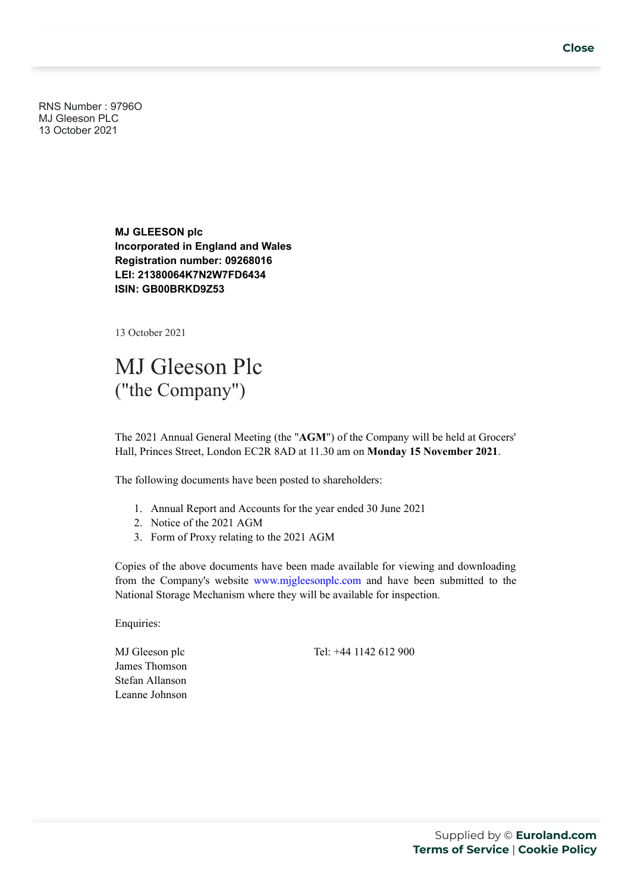RNS Number : 9796O
MJ Gleeson PLC
13 October 2021

**MJ GLEESON plc**
**Incorporated in England and Wales**
**Registration number: 09268016**
**LEI: 21380064K7N2W7FD6434**
**ISIN: GB00BRKD9Z53**

13 October 2021

# MJ Gleeson Plc
## ("the Company")

The 2021 Annual General Meeting (the "**AGM**") of the Company will be held at Grocers' Hall, Princes Street, London EC2R 8AD at 11.30 am on **Monday 15 November 2021**.

The following documents have been posted to shareholders:

1. Annual Report and Accounts for the year ended 30 June 2021
2. Notice of the 2021 AGM
3. Form of Proxy relating to the 2021 AGM

Copies of the above documents have been made available for viewing and downloading from the Company's website www.mjgleesonplc.com and have been submitted to the National Storage Mechanism where they will be available for inspection.

Enquiries:

MJ Gleeson plc — Tel: +44 1142 612 900
James Thomson
Stefan Allanson
Leanne Johnson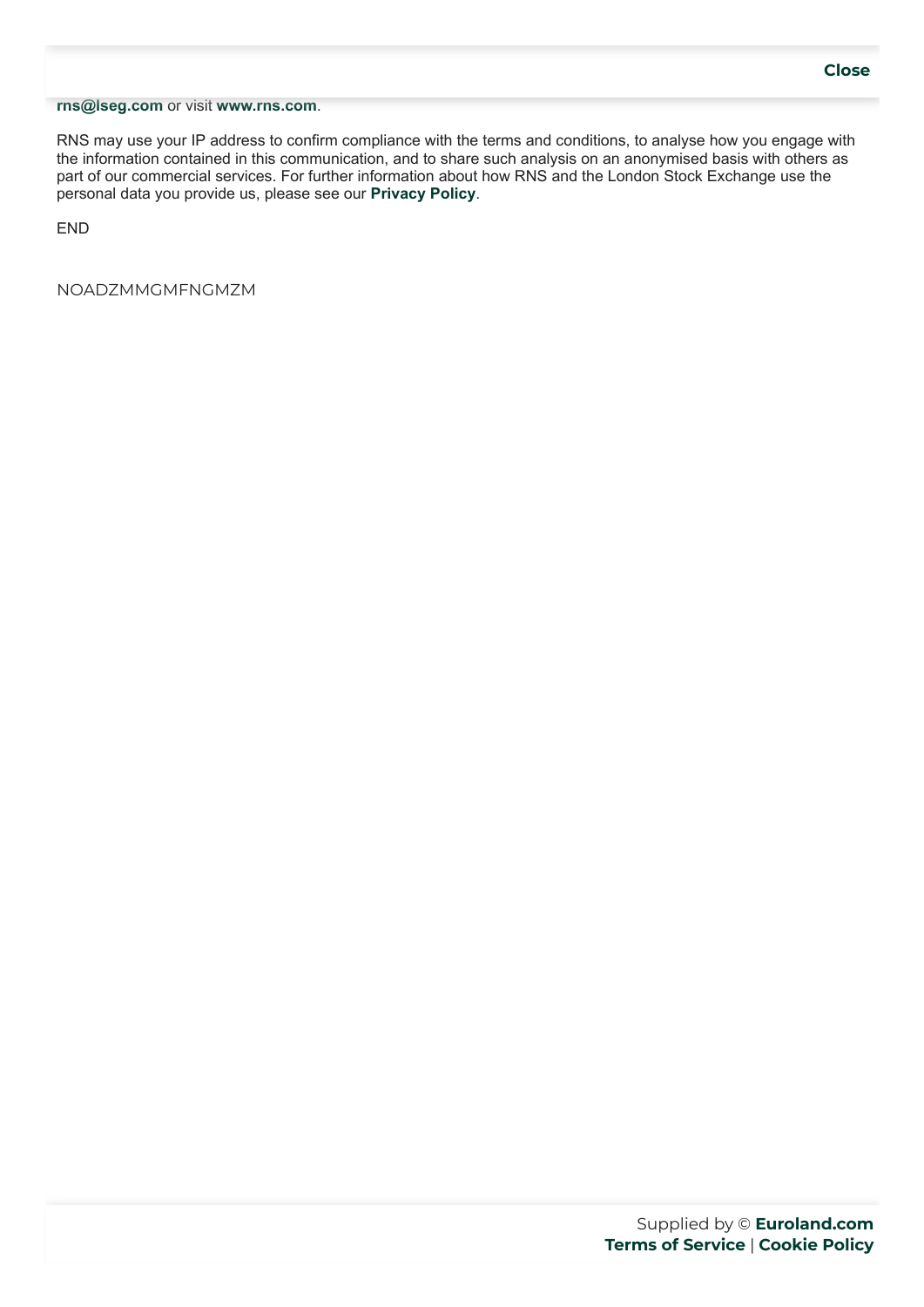**rns@lseg.com** or visit **www.rns.com**.

RNS may use your IP address to confirm compliance with the terms and conditions, to analyse how you engage with the information contained in this communication, and to share such analysis on an anonymised basis with others as part of our commercial services. For further information about how RNS and the London Stock Exchange use the personal data you provide us, please see our **Privacy Policy**.

END

NOADZMMGMFNGMZM